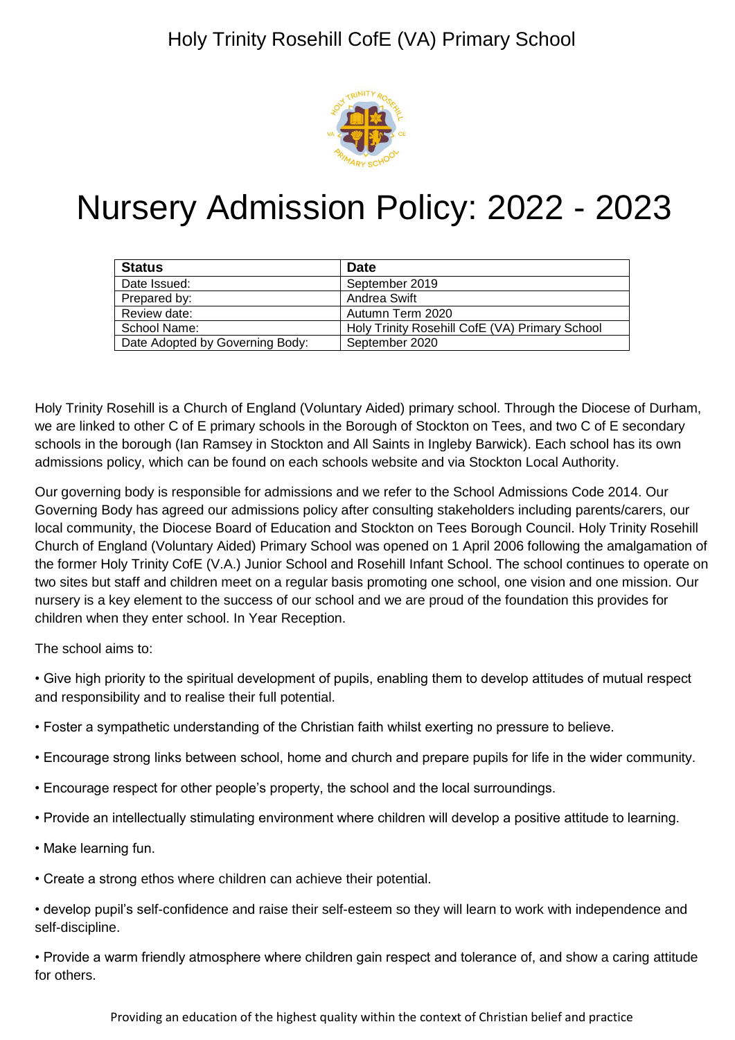Holy Trinity Rosehill CofE (VA) Primary School

# Nursery Admission Policy: 2022 - 2023

| Status | Date |
|---|---|
| Date Issued: | September 2019 |
| Prepared by: | Andrea Swift |
| Review date: | Autumn Term 2020 |
| School Name: | Holy Trinity Rosehill CofE (VA) Primary School |
| Date Adopted by Governing Body: | September 2020 |

Holy Trinity Rosehill is a Church of England (Voluntary Aided) primary school. Through the Diocese of Durham, we are linked to other C of E primary schools in the Borough of Stockton on Tees, and two C of E secondary schools in the borough (Ian Ramsey in Stockton and All Saints in Ingleby Barwick). Each school has its own admissions policy, which can be found on each schools website and via Stockton Local Authority.

Our governing body is responsible for admissions and we refer to the School Admissions Code 2014. Our Governing Body has agreed our admissions policy after consulting stakeholders including parents/carers, our local community, the Diocese Board of Education and Stockton on Tees Borough Council. Holy Trinity Rosehill Church of England (Voluntary Aided) Primary School was opened on 1 April 2006 following the amalgamation of the former Holy Trinity CofE (V.A.) Junior School and Rosehill Infant School. The school continues to operate on two sites but staff and children meet on a regular basis promoting one school, one vision and one mission. Our nursery is a key element to the success of our school and we are proud of the foundation this provides for children when they enter school. In Year Reception.

The school aims to:

• Give high priority to the spiritual development of pupils, enabling them to develop attitudes of mutual respect and responsibility and to realise their full potential.

• Foster a sympathetic understanding of the Christian faith whilst exerting no pressure to believe.

• Encourage strong links between school, home and church and prepare pupils for life in the wider community.

• Encourage respect for other people's property, the school and the local surroundings.

• Provide an intellectually stimulating environment where children will develop a positive attitude to learning.

• Make learning fun.

• Create a strong ethos where children can achieve their potential.

• develop pupil's self-confidence and raise their self-esteem so they will learn to work with independence and self-discipline.

• Provide a warm friendly atmosphere where children gain respect and tolerance of, and show a caring attitude for others.

Providing an education of the highest quality within the context of Christian belief and practice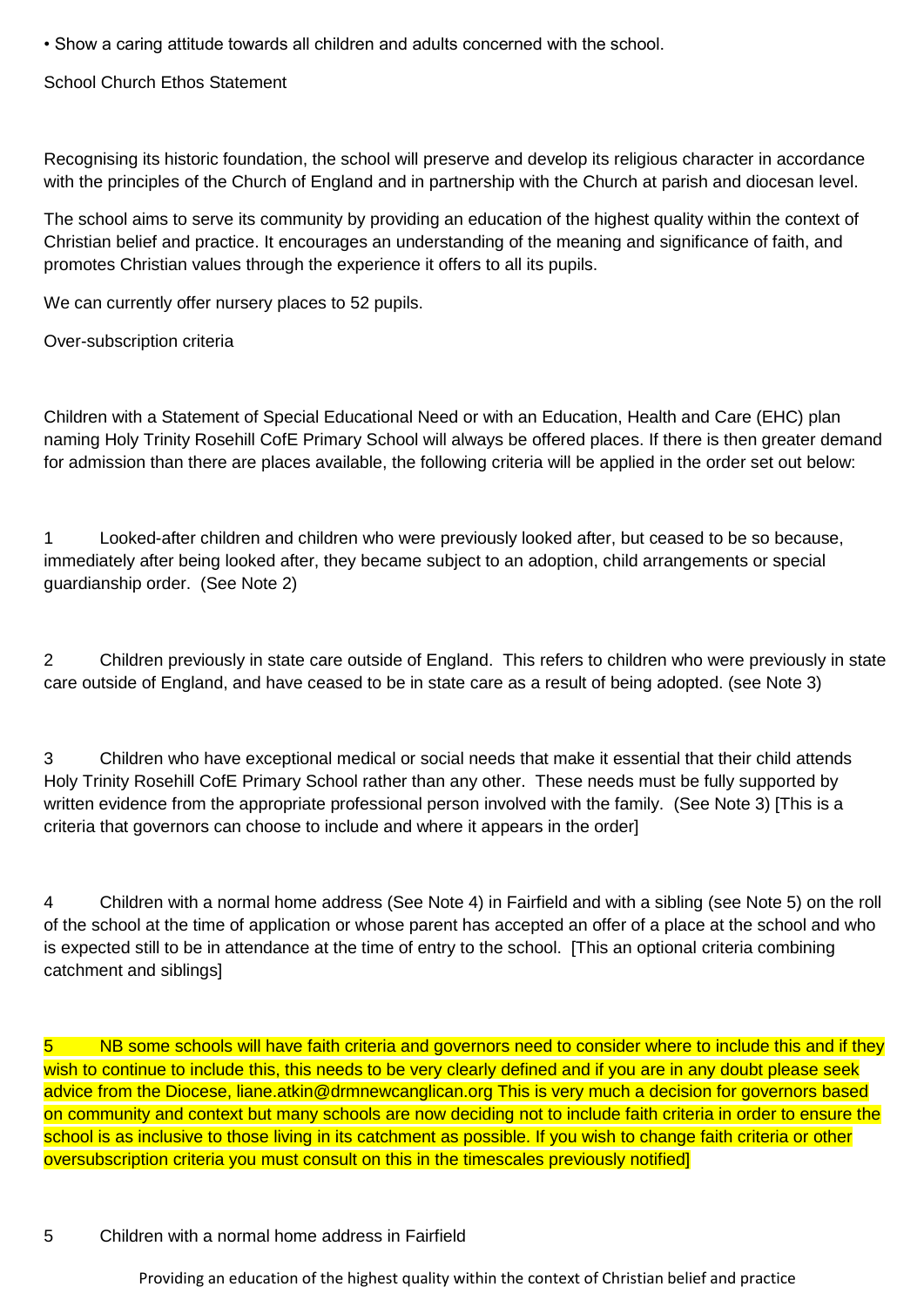• Show a caring attitude towards all children and adults concerned with the school.

School Church Ethos Statement

Recognising its historic foundation, the school will preserve and develop its religious character in accordance with the principles of the Church of England and in partnership with the Church at parish and diocesan level.

The school aims to serve its community by providing an education of the highest quality within the context of Christian belief and practice. It encourages an understanding of the meaning and significance of faith, and promotes Christian values through the experience it offers to all its pupils.

We can currently offer nursery places to 52 pupils.

Over-subscription criteria

Children with a Statement of Special Educational Need or with an Education, Health and Care (EHC) plan naming Holy Trinity Rosehill CofE Primary School will always be offered places. If there is then greater demand for admission than there are places available, the following criteria will be applied in the order set out below:

1 Looked-after children and children who were previously looked after, but ceased to be so because, immediately after being looked after, they became subject to an adoption, child arrangements or special guardianship order. (See Note 2)

2 Children previously in state care outside of England. This refers to children who were previously in state care outside of England, and have ceased to be in state care as a result of being adopted. (see Note 3)

3 Children who have exceptional medical or social needs that make it essential that their child attends Holy Trinity Rosehill CofE Primary School rather than any other. These needs must be fully supported by written evidence from the appropriate professional person involved with the family. (See Note 3) [This is a criteria that governors can choose to include and where it appears in the order]

4 Children with a normal home address (See Note 4) in Fairfield and with a sibling (see Note 5) on the roll of the school at the time of application or whose parent has accepted an offer of a place at the school and who is expected still to be in attendance at the time of entry to the school. [This an optional criteria combining catchment and siblings]

5 NB some schools will have faith criteria and governors need to consider where to include this and if they wish to continue to include this, this needs to be very clearly defined and if you are in any doubt please seek advice from the Diocese, liane.atkin@drmnewcanglican.org This is very much a decision for governors based on community and context but many schools are now deciding not to include faith criteria in order to ensure the school is as inclusive to those living in its catchment as possible. If you wish to change faith criteria or other oversubscription criteria you must consult on this in the timescales previously notified]

5 Children with a normal home address in Fairfield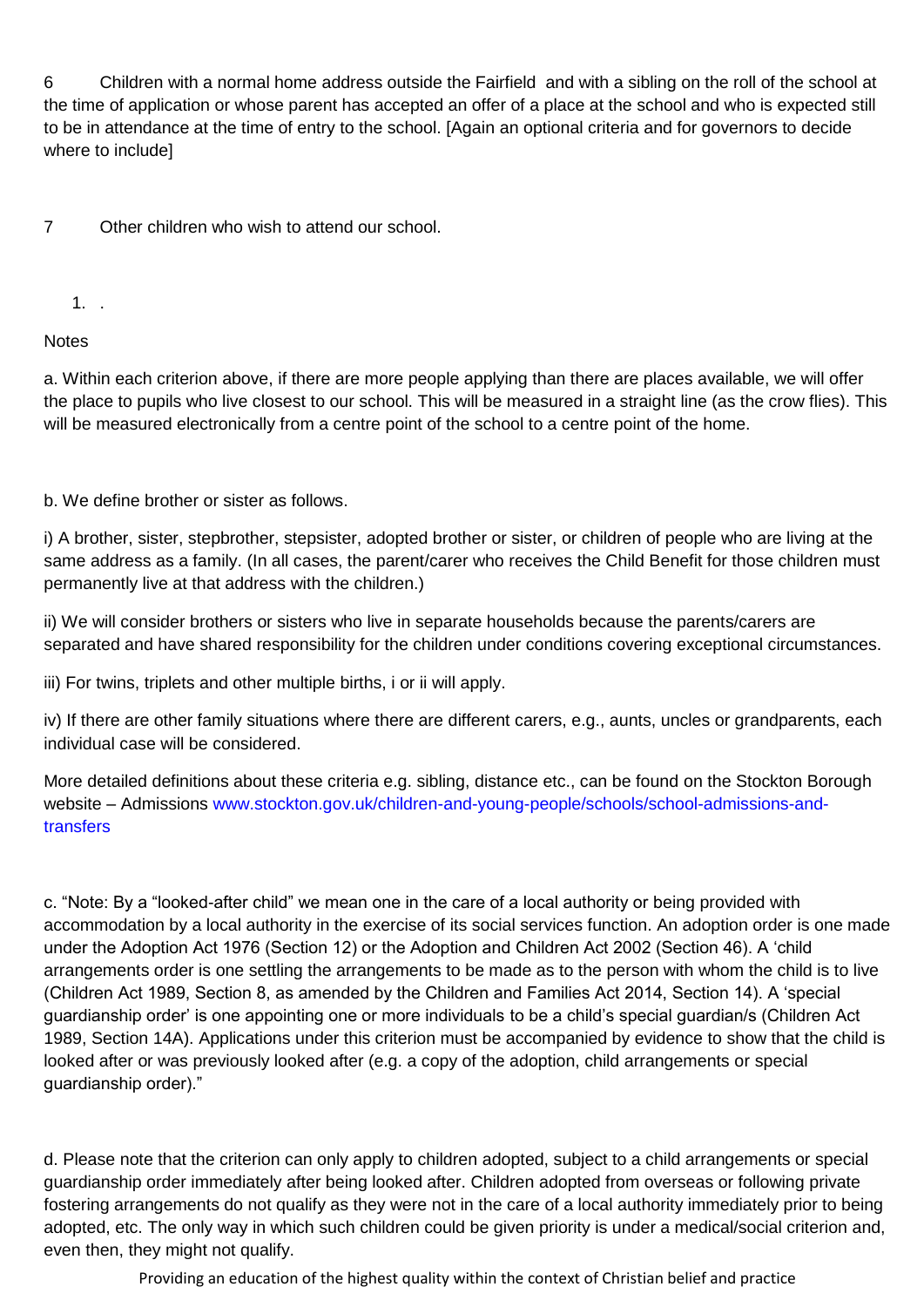6 Children with a normal home address outside the Fairfield and with a sibling on the roll of the school at the time of application or whose parent has accepted an offer of a place at the school and who is expected still to be in attendance at the time of entry to the school. [Again an optional criteria and for governors to decide where to include]

7 Other children who wish to attend our school.

1. .

Notes

a. Within each criterion above, if there are more people applying than there are places available, we will offer the place to pupils who live closest to our school. This will be measured in a straight line (as the crow flies). This will be measured electronically from a centre point of the school to a centre point of the home.

b. We define brother or sister as follows.

i) A brother, sister, stepbrother, stepsister, adopted brother or sister, or children of people who are living at the same address as a family. (In all cases, the parent/carer who receives the Child Benefit for those children must permanently live at that address with the children.)

ii) We will consider brothers or sisters who live in separate households because the parents/carers are separated and have shared responsibility for the children under conditions covering exceptional circumstances.

iii) For twins, triplets and other multiple births, i or ii will apply.

iv) If there are other family situations where there are different carers, e.g., aunts, uncles or grandparents, each individual case will be considered.

More detailed definitions about these criteria e.g. sibling, distance etc., can be found on the Stockton Borough website – Admissions www.stockton.gov.uk/children-and-young-people/schools/school-admissions-and-transfers

c. "Note: By a "looked-after child" we mean one in the care of a local authority or being provided with accommodation by a local authority in the exercise of its social services function. An adoption order is one made under the Adoption Act 1976 (Section 12) or the Adoption and Children Act 2002 (Section 46). A 'child arrangements order is one settling the arrangements to be made as to the person with whom the child is to live (Children Act 1989, Section 8, as amended by the Children and Families Act 2014, Section 14). A 'special guardianship order' is one appointing one or more individuals to be a child's special guardian/s (Children Act 1989, Section 14A). Applications under this criterion must be accompanied by evidence to show that the child is looked after or was previously looked after (e.g. a copy of the adoption, child arrangements or special guardianship order)."

d. Please note that the criterion can only apply to children adopted, subject to a child arrangements or special guardianship order immediately after being looked after. Children adopted from overseas or following private fostering arrangements do not qualify as they were not in the care of a local authority immediately prior to being adopted, etc. The only way in which such children could be given priority is under a medical/social criterion and, even then, they might not qualify.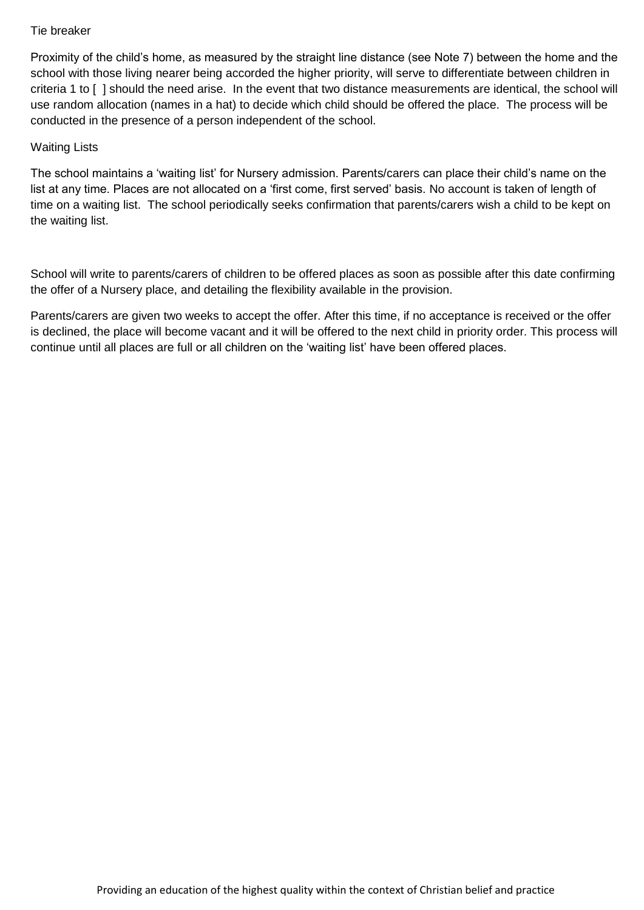Tie breaker

Proximity of the child's home, as measured by the straight line distance (see Note 7) between the home and the school with those living nearer being accorded the higher priority, will serve to differentiate between children in criteria 1 to [ ] should the need arise. In the event that two distance measurements are identical, the school will use random allocation (names in a hat) to decide which child should be offered the place. The process will be conducted in the presence of a person independent of the school.

Waiting Lists

The school maintains a 'waiting list' for Nursery admission. Parents/carers can place their child's name on the list at any time. Places are not allocated on a 'first come, first served' basis. No account is taken of length of time on a waiting list. The school periodically seeks confirmation that parents/carers wish a child to be kept on the waiting list.

School will write to parents/carers of children to be offered places as soon as possible after this date confirming the offer of a Nursery place, and detailing the flexibility available in the provision.

Parents/carers are given two weeks to accept the offer. After this time, if no acceptance is received or the offer is declined, the place will become vacant and it will be offered to the next child in priority order. This process will continue until all places are full or all children on the 'waiting list' have been offered places.